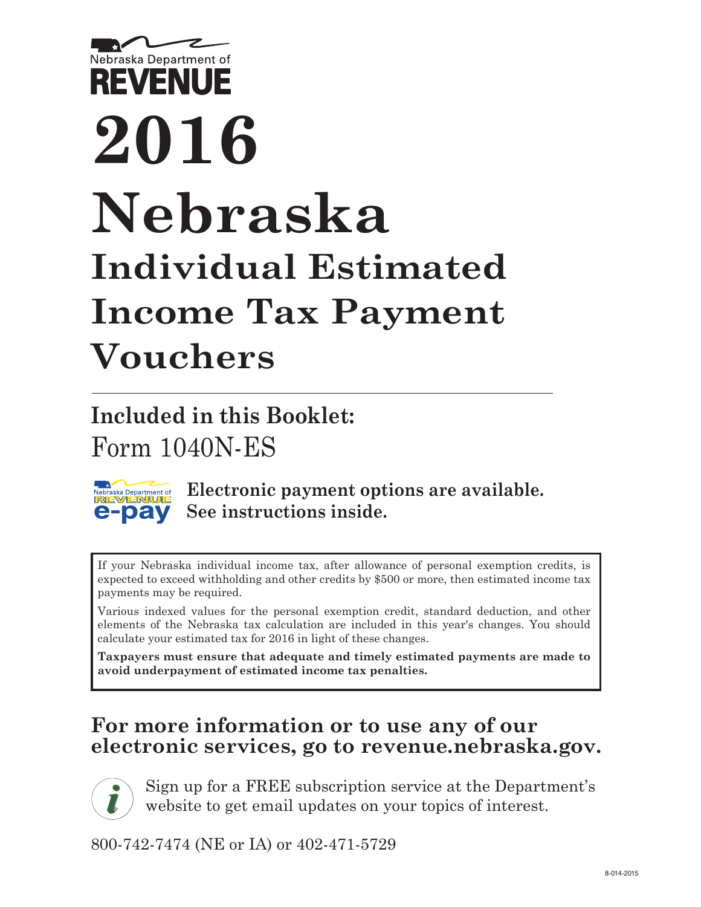Nebraska Department of

**REVENUE**

# 2016 Nebraska Individual Estimated Income Tax Payment Vouchers

## Included in this Booklet:

Form 1040N-ES

**Electronic payment options are available. See instructions inside.**

If your Nebraska individual income tax, after allowance of personal exemption credits, is expected to exceed withholding and other credits by $500 or more, then estimated income tax payments may be required.

Various indexed values for the personal exemption credit, standard deduction, and other elements of the Nebraska tax calculation are included in this year's changes. You should calculate your estimated tax for 2016 in light of these changes.

**Taxpayers must ensure that adequate and timely estimated payments are made to avoid underpayment of estimated income tax penalties.**

## For more information or to use any of our electronic services, go to revenue.nebraska.gov.

Sign up for a FREE subscription service at the Department's website to get email updates on your topics of interest.

800-742-7474 (NE or IA) or 402-471-5729

8-014-2015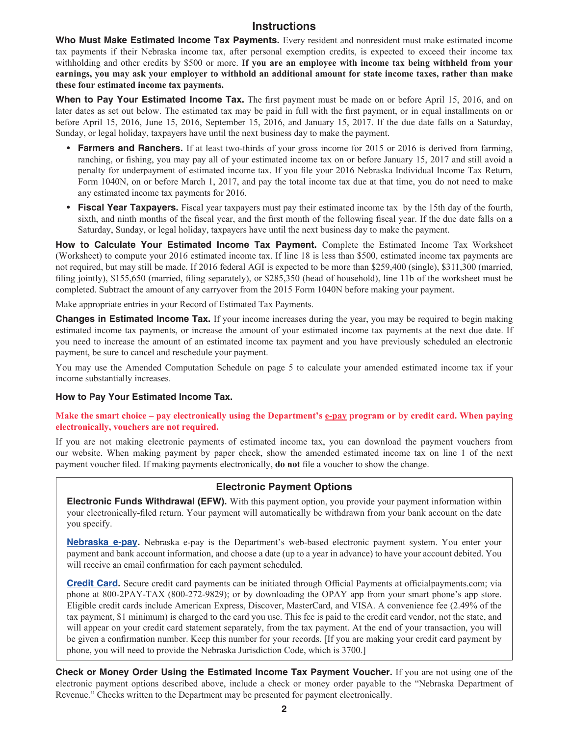# Instructions

**Who Must Make Estimated Income Tax Payments.** Every resident and nonresident must make estimated income tax payments if their Nebraska income tax, after personal exemption credits, is expected to exceed their income tax withholding and other credits by $500 or more. **If you are an employee with income tax being withheld from your earnings, you may ask your employer to withhold an additional amount for state income taxes, rather than make these four estimated income tax payments.**

**When to Pay Your Estimated Income Tax.** The first payment must be made on or before April 15, 2016, and on later dates as set out below. The estimated tax may be paid in full with the first payment, or in equal installments on or before April 15, 2016, June 15, 2016, September 15, 2016, and January 15, 2017. If the due date falls on a Saturday, Sunday, or legal holiday, taxpayers have until the next business day to make the payment.

- **Farmers and Ranchers.** If at least two-thirds of your gross income for 2015 or 2016 is derived from farming, ranching, or fishing, you may pay all of your estimated income tax on or before January 15, 2017 and still avoid a penalty for underpayment of estimated income tax. If you file your 2016 Nebraska Individual Income Tax Return, Form 1040N, on or before March 1, 2017, and pay the total income tax due at that time, you do not need to make any estimated income tax payments for 2016.
- **Fiscal Year Taxpayers.** Fiscal year taxpayers must pay their estimated income tax by the 15th day of the fourth, sixth, and ninth months of the fiscal year, and the first month of the following fiscal year. If the due date falls on a Saturday, Sunday, or legal holiday, taxpayers have until the next business day to make the payment.

**How to Calculate Your Estimated Income Tax Payment.** Complete the Estimated Income Tax Worksheet (Worksheet) to compute your 2016 estimated income tax. If line 18 is less than $500, estimated income tax payments are not required, but may still be made. If 2016 federal AGI is expected to be more than $259,400 (single), $311,300 (married, filing jointly), $155,650 (married, filing separately), or $285,350 (head of household), line 11b of the worksheet must be completed. Subtract the amount of any carryover from the 2015 Form 1040N before making your payment.

Make appropriate entries in your Record of Estimated Tax Payments.

**Changes in Estimated Income Tax.** If your income increases during the year, you may be required to begin making estimated income tax payments, or increase the amount of your estimated income tax payments at the next due date. If you need to increase the amount of an estimated income tax payment and you have previously scheduled an electronic payment, be sure to cancel and reschedule your payment.

You may use the Amended Computation Schedule on page 5 to calculate your amended estimated income tax if your income substantially increases.

**How to Pay Your Estimated Income Tax.**

**Make the smart choice – pay electronically using the Department's e-pay program or by credit card. When paying electronically, vouchers are not required.**

If you are not making electronic payments of estimated income tax, you can download the payment vouchers from our website. When making payment by paper check, show the amended estimated income tax on line 1 of the next payment voucher filed. If making payments electronically, **do not** file a voucher to show the change.

## Electronic Payment Options

**Electronic Funds Withdrawal (EFW).** With this payment option, you provide your payment information within your electronically-filed return. Your payment will automatically be withdrawn from your bank account on the date you specify.

**Nebraska e-pay.** Nebraska e-pay is the Department's web-based electronic payment system. You enter your payment and bank account information, and choose a date (up to a year in advance) to have your account debited. You will receive an email confirmation for each payment scheduled.

**Credit Card.** Secure credit card payments can be initiated through Official Payments at officialpayments.com; via phone at 800-2PAY-TAX (800-272-9829); or by downloading the OPAY app from your smart phone's app store. Eligible credit cards include American Express, Discover, MasterCard, and VISA. A convenience fee (2.49% of the tax payment, $1 minimum) is charged to the card you use. This fee is paid to the credit card vendor, not the state, and will appear on your credit card statement separately, from the tax payment. At the end of your transaction, you will be given a confirmation number. Keep this number for your records. [If you are making your credit card payment by phone, you will need to provide the Nebraska Jurisdiction Code, which is 3700.]

**Check or Money Order Using the Estimated Income Tax Payment Voucher.** If you are not using one of the electronic payment options described above, include a check or money order payable to the "Nebraska Department of Revenue." Checks written to the Department may be presented for payment electronically.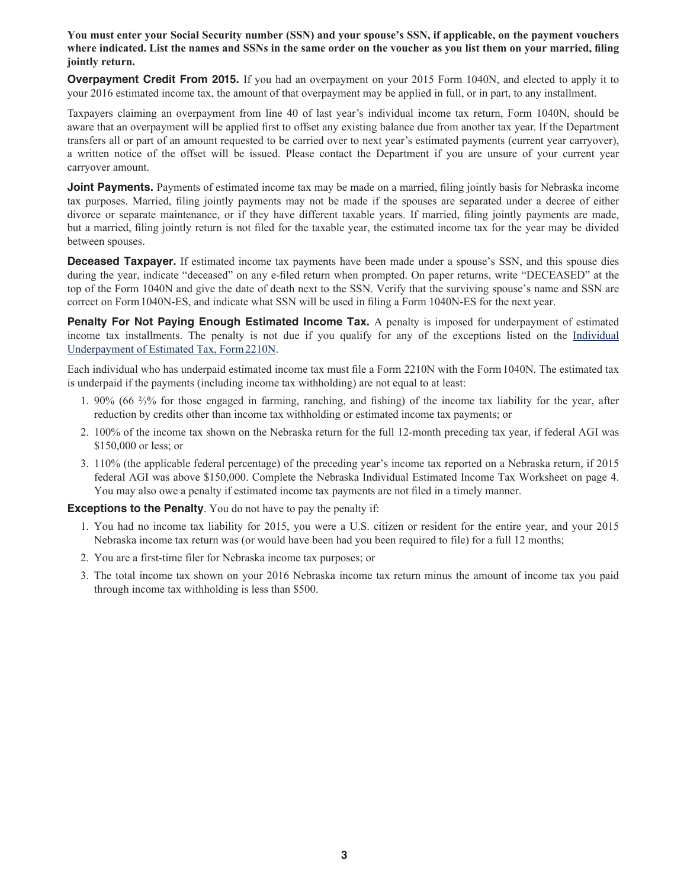**You must enter your Social Security number (SSN) and your spouse's SSN, if applicable, on the payment vouchers where indicated. List the names and SSNs in the same order on the voucher as you list them on your married, filing jointly return.**

**Overpayment Credit From 2015.** If you had an overpayment on your 2015 Form 1040N, and elected to apply it to your 2016 estimated income tax, the amount of that overpayment may be applied in full, or in part, to any installment.

Taxpayers claiming an overpayment from line 40 of last year's individual income tax return, Form 1040N, should be aware that an overpayment will be applied first to offset any existing balance due from another tax year. If the Department transfers all or part of an amount requested to be carried over to next year's estimated payments (current year carryover), a written notice of the offset will be issued. Please contact the Department if you are unsure of your current year carryover amount.

**Joint Payments.** Payments of estimated income tax may be made on a married, filing jointly basis for Nebraska income tax purposes. Married, filing jointly payments may not be made if the spouses are separated under a decree of either divorce or separate maintenance, or if they have different taxable years. If married, filing jointly payments are made, but a married, filing jointly return is not filed for the taxable year, the estimated income tax for the year may be divided between spouses.

**Deceased Taxpayer.** If estimated income tax payments have been made under a spouse's SSN, and this spouse dies during the year, indicate "deceased" on any e-filed return when prompted. On paper returns, write "DECEASED" at the top of the Form 1040N and give the date of death next to the SSN. Verify that the surviving spouse's name and SSN are correct on Form 1040N-ES, and indicate what SSN will be used in filing a Form 1040N-ES for the next year.

**Penalty For Not Paying Enough Estimated Income Tax.** A penalty is imposed for underpayment of estimated income tax installments. The penalty is not due if you qualify for any of the exceptions listed on the Individual Underpayment of Estimated Tax, Form 2210N.

Each individual who has underpaid estimated income tax must file a Form 2210N with the Form 1040N. The estimated tax is underpaid if the payments (including income tax withholding) are not equal to at least:

1. 90% (66 ⅔% for those engaged in farming, ranching, and fishing) of the income tax liability for the year, after reduction by credits other than income tax withholding or estimated income tax payments; or
2. 100% of the income tax shown on the Nebraska return for the full 12-month preceding tax year, if federal AGI was $150,000 or less; or
3. 110% (the applicable federal percentage) of the preceding year's income tax reported on a Nebraska return, if 2015 federal AGI was above $150,000. Complete the Nebraska Individual Estimated Income Tax Worksheet on page 4. You may also owe a penalty if estimated income tax payments are not filed in a timely manner.

**Exceptions to the Penalty**. You do not have to pay the penalty if:

1. You had no income tax liability for 2015, you were a U.S. citizen or resident for the entire year, and your 2015 Nebraska income tax return was (or would have been had you been required to file) for a full 12 months;
2. You are a first-time filer for Nebraska income tax purposes; or
3. The total income tax shown on your 2016 Nebraska income tax return minus the amount of income tax you paid through income tax withholding is less than $500.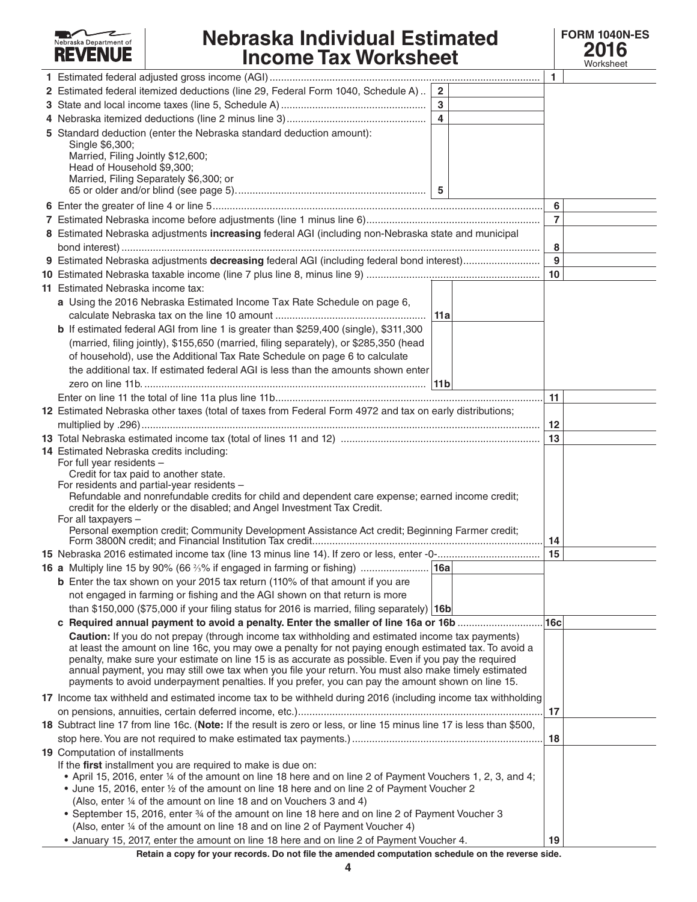Nebraska Department of REVENUE

# Nebraska Individual Estimated Income Tax Worksheet

**FORM 1040N-ES 2016** Worksheet

| Line | Description | Sub-line | Amount | Line | Amount |
|---|---|---|---|---|---|
| 1 | Estimated federal adjusted gross income (AGI) | | | 1 | |
| 2 | Estimated federal itemized deductions (line 29, Federal Form 1040, Schedule A) | 2 | | | |
| 3 | State and local income taxes (line 5, Schedule A) | 3 | | | |
| 4 | Nebraska itemized deductions (line 2 minus line 3) | 4 | | | |
| 5 | Standard deduction (enter the Nebraska standard deduction amount): Single $6,300; Married, Filing Jointly $12,600; Head of Household $9,300; Married, Filing Separately $6,300; or 65 or older and/or blind (see page 5) | 5 | | | |
| 6 | Enter the greater of line 4 or line 5 | | | 6 | |
| 7 | Estimated Nebraska income before adjustments (line 1 minus line 6) | | | 7 | |
| 8 | Estimated Nebraska adjustments **increasing** federal AGI (including non-Nebraska state and municipal bond interest) | | | 8 | |
| 9 | Estimated Nebraska adjustments **decreasing** federal AGI (including federal bond interest) | | | 9 | |
| 10 | Estimated Nebraska taxable income (line 7 plus line 8, minus line 9) | | | 10 | |
| 11 | Estimated Nebraska income tax: | | | | |
| | **a** Using the 2016 Nebraska Estimated Income Tax Rate Schedule on page 6, calculate Nebraska tax on the line 10 amount | 11a | | | |
| | **b** If estimated federal AGI from line 1 is greater than $259,400 (single), $311,300 (married, filing jointly), $155,650 (married, filing separately), or $285,350 (head of household), use the Additional Tax Rate Schedule on page 6 to calculate the additional tax. If estimated federal AGI is less than the amounts shown enter zero on line 11b. | 11b | | | |
| | Enter on line 11 the total of line 11a plus line 11b | | | 11 | |
| 12 | Estimated Nebraska other taxes (total of taxes from Federal Form 4972 and tax on early distributions; multiplied by .296) | | | 12 | |
| 13 | Total Nebraska estimated income tax (total of lines 11 and 12) | | | 13 | |
| 14 | Estimated Nebraska credits including: For full year residents – Credit for tax paid to another state. For residents and partial-year residents – Refundable and nonrefundable credits for child and dependent care expense; earned income credit; credit for the elderly or the disabled; and Angel Investment Tax Credit. For all taxpayers – Personal exemption credit; Community Development Assistance Act credit; Beginning Farmer credit; Form 3800N credit; and Financial Institution Tax credit | | | 14 | |
| 15 | Nebraska 2016 estimated income tax (line 13 minus line 14). If zero or less, enter -0- | | | 15 | |
| 16 | **a** Multiply line 15 by 90% (66 ⅔% if engaged in farming or fishing) | 16a | | | |
| | **b** Enter the tax shown on your 2015 tax return (110% of that amount if you are not engaged in farming or fishing and the AGI shown on that return is more than $150,000 ($75,000 if your filing status for 2016 is married, filing separately) | 16b | | | |
| | **c Required annual payment to avoid a penalty. Enter the smaller of line 16a or 16b** | | | 16c | |
| | **Caution:** If you do not prepay (through income tax withholding and estimated income tax payments) at least the amount on line 16c, you may owe a penalty for not paying enough estimated tax. To avoid a penalty, make sure your estimate on line 15 is as accurate as possible. Even if you pay the required annual payment, you may still owe tax when you file your return. You must also make timely estimated payments to avoid underpayment penalties. If you prefer, you can pay the amount shown on line 15. | | | | |
| 17 | Income tax withheld and estimated income tax to be withheld during 2016 (including income tax withholding on pensions, annuities, certain deferred income, etc.) | | | 17 | |
| 18 | Subtract line 17 from line 16c. (**Note:** If the result is zero or less, or line 15 minus line 17 is less than $500, stop here. You are not required to make estimated tax payments.) | | | 18 | |
| 19 | Computation of installments. If the **first** installment you are required to make is due on: • April 15, 2016, enter ¼ of the amount on line 18 here and on line 2 of Payment Vouchers 1, 2, 3, and 4; • June 15, 2016, enter ½ of the amount on line 18 here and on line 2 of Payment Voucher 2 (Also, enter ¼ of the amount on line 18 and on Vouchers 3 and 4) • September 15, 2016, enter ¾ of the amount on line 18 here and on line 2 of Payment Voucher 3 (Also, enter ¼ of the amount on line 18 and on line 2 of Payment Voucher 4) • January 15, 2017, enter the amount on line 18 here and on line 2 of Payment Voucher 4. | | | 19 | |

**Retain a copy for your records. Do not file the amended computation schedule on the reverse side.**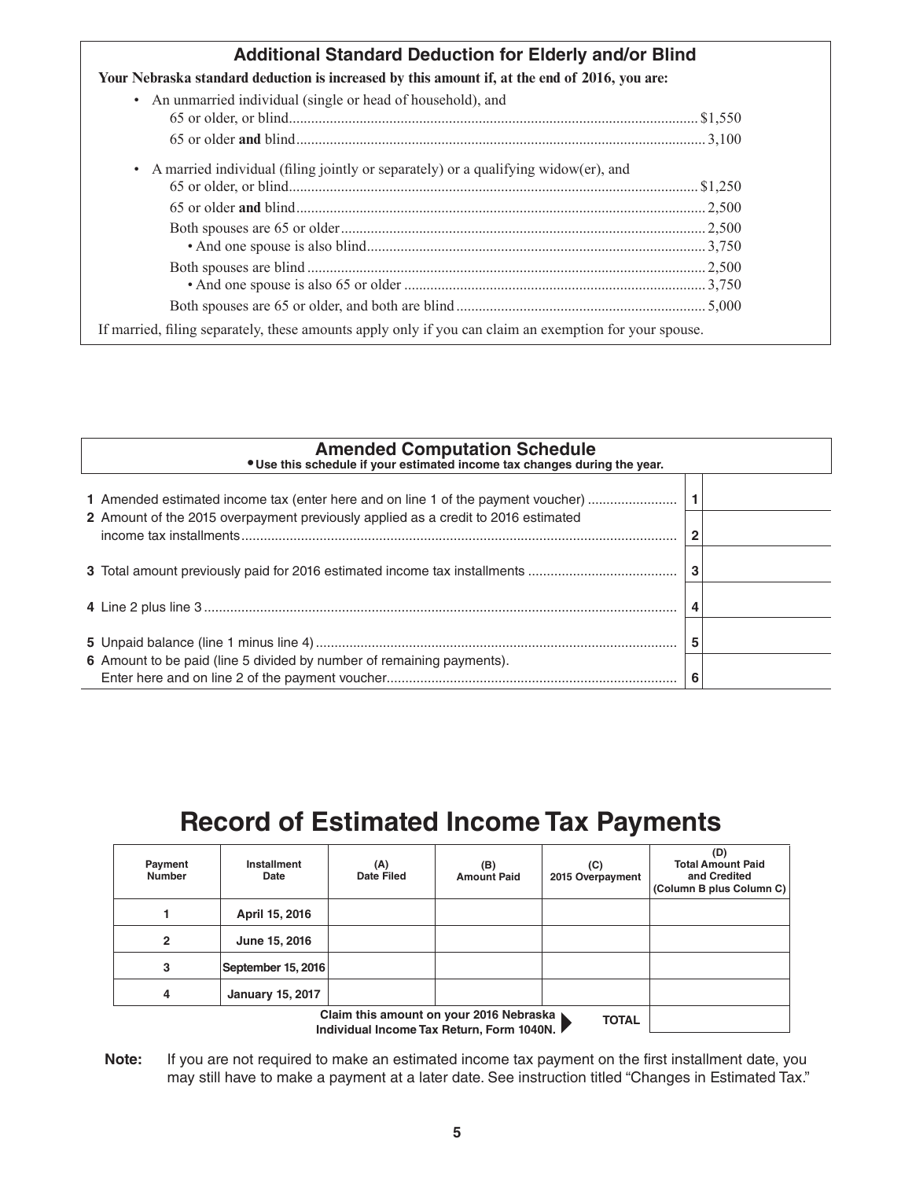## Additional Standard Deduction for Elderly and/or Blind

**Your Nebraska standard deduction is increased by this amount if, at the end of 2016, you are:**

- An unmarried individual (single or head of household), and
  - 65 or older, or blind .......... $1,550
  - 65 or older **and** blind .......... 3,100
- A married individual (filing jointly or separately) or a qualifying widow(er), and
  - 65 or older, or blind .......... $1,250
  - 65 or older **and** blind .......... 2,500
  - Both spouses are 65 or older .......... 2,500
    - And one spouse is also blind .......... 3,750
  - Both spouses are blind .......... 2,500
    - And one spouse is also 65 or older .......... 3,750
  - Both spouses are 65 or older, and both are blind .......... 5,000

If married, filing separately, these amounts apply only if you can claim an exemption for your spouse.

## Amended Computation Schedule

• Use this schedule if your estimated income tax changes during the year.

| | | |
|---|---|---|
| **1** Amended estimated income tax (enter here and on line 1 of the payment voucher) | 1 | |
| **2** Amount of the 2015 overpayment previously applied as a credit to 2016 estimated income tax installments | 2 | |
| **3** Total amount previously paid for 2016 estimated income tax installments | 3 | |
| **4** Line 2 plus line 3 | 4 | |
| **5** Unpaid balance (line 1 minus line 4) | 5 | |
| **6** Amount to be paid (line 5 divided by number of remaining payments). Enter here and on line 2 of the payment voucher | 6 | |

# Record of Estimated Income Tax Payments

| Payment Number | Installment Date | (A) Date Filed | (B) Amount Paid | (C) 2015 Overpayment | (D) Total Amount Paid and Credited (Column B plus Column C) |
|---|---|---|---|---|---|
| 1 | April 15, 2016 | | | | |
| 2 | June 15, 2016 | | | | |
| 3 | September 15, 2016 | | | | |
| 4 | January 15, 2017 | | | | |
| | | Claim this amount on your 2016 Nebraska Individual Income Tax Return, Form 1040N. | | TOTAL | |

**Note:** If you are not required to make an estimated income tax payment on the first installment date, you may still have to make a payment at a later date. See instruction titled "Changes in Estimated Tax."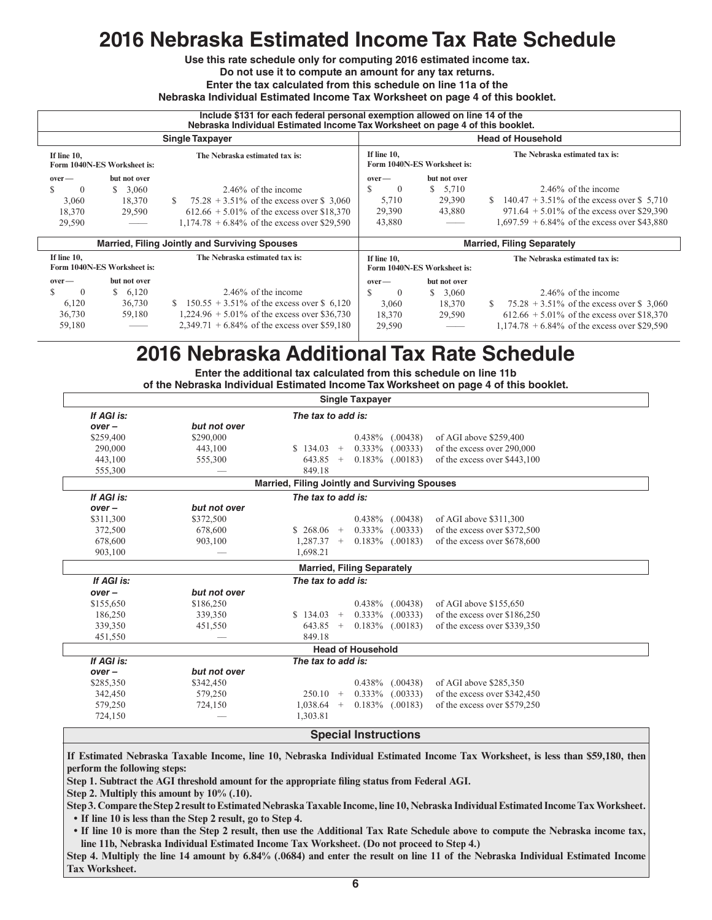# 2016 Nebraska Estimated Income Tax Rate Schedule

**Use this rate schedule only for computing 2016 estimated income tax.**
**Do not use it to compute an amount for any tax returns.**
**Enter the tax calculated from this schedule on line 11a of the**
**Nebraska Individual Estimated Income Tax Worksheet on page 4 of this booklet.**

**Include $131 for each federal personal exemption allowed on line 14 of the Nebraska Individual Estimated Income Tax Worksheet on page 4 of this booklet.**

### Single Taxpayer

| If line 10, Form 1040N-ES Worksheet is: over — | but not over | The Nebraska estimated tax is: |
|---|---|---|
| $ 0 | $ 3,060 | 2.46% of the income |
| 3,060 | 18,370 | $ 75.28 + 3.51% of the excess over $ 3,060 |
| 18,370 | 29,590 | 612.66 + 5.01% of the excess over $18,370 |
| 29,590 | —— | 1,174.78 + 6.84% of the excess over $29,590 |

### Head of Household

| If line 10, Form 1040N-ES Worksheet is: over — | but not over | The Nebraska estimated tax is: |
|---|---|---|
| $ 0 | $ 5,710 | 2.46% of the income |
| 5,710 | 29,390 | $ 140.47 + 3.51% of the excess over $ 5,710 |
| 29,390 | 43,880 | 971.64 + 5.01% of the excess over $29,390 |
| 43,880 | —— | 1,697.59 + 6.84% of the excess over $43,880 |

### Married, Filing Jointly and Surviving Spouses

| If line 10, Form 1040N-ES Worksheet is: over — | but not over | The Nebraska estimated tax is: |
|---|---|---|
| $ 0 | $ 6,120 | 2.46% of the income |
| 6,120 | 36,730 | $ 150.55 + 3.51% of the excess over $ 6,120 |
| 36,730 | 59,180 | 1,224.96 + 5.01% of the excess over $36,730 |
| 59,180 | —— | 2,349.71 + 6.84% of the excess over $59,180 |

### Married, Filing Separately

| If line 10, Form 1040N-ES Worksheet is: over — | but not over | The Nebraska estimated tax is: |
|---|---|---|
| $ 0 | $ 3,060 | 2.46% of the income |
| 3,060 | 18,370 | $ 75.28 + 3.51% of the excess over $ 3,060 |
| 18,370 | 29,590 | 612.66 + 5.01% of the excess over $18,370 |
| 29,590 | —— | 1,174.78 + 6.84% of the excess over $29,590 |

# 2016 Nebraska Additional Tax Rate Schedule

**Enter the additional tax calculated from this schedule on line 11b of the Nebraska Individual Estimated Income Tax Worksheet on page 4 of this booklet.**

### Single Taxpayer

| *If AGI is: over –* | *but not over* | *The tax to add is:* | | |
|---|---|---|---|---|
| $259,400 | $290,000 | | 0.438% (.00438) | of AGI above $259,400 |
| 290,000 | 443,100 | $ 134.03 + | 0.333% (.00333) | of the excess over 290,000 |
| 443,100 | 555,300 | 643.85 + | 0.183% (.00183) | of the excess over $443,100 |
| 555,300 | — | 849.18 | | |

### Married, Filing Jointly and Surviving Spouses

| *If AGI is: over –* | *but not over* | *The tax to add is:* | | |
|---|---|---|---|---|
| $311,300 | $372,500 | | 0.438% (.00438) | of AGI above $311,300 |
| 372,500 | 678,600 | $ 268.06 + | 0.333% (.00333) | of the excess over $372,500 |
| 678,600 | 903,100 | 1,287.37 + | 0.183% (.00183) | of the excess over $678,600 |
| 903,100 | — | 1,698.21 | | |

### Married, Filing Separately

| *If AGI is: over –* | *but not over* | *The tax to add is:* | | |
|---|---|---|---|---|
| $155,650 | $186,250 | | 0.438% (.00438) | of AGI above $155,650 |
| 186,250 | 339,350 | $ 134.03 + | 0.333% (.00333) | of the excess over $186,250 |
| 339,350 | 451,550 | 643.85 + | 0.183% (.00183) | of the excess over $339,350 |
| 451,550 | — | 849.18 | | |

### Head of Household

| *If AGI is: over –* | *but not over* | *The tax to add is:* | | |
|---|---|---|---|---|
| $285,350 | $342,450 | | 0.438% (.00438) | of AGI above $285,350 |
| 342,450 | 579,250 | 250.10 + | 0.333% (.00333) | of the excess over $342,450 |
| 579,250 | 724,150 | 1,038.64 + | 0.183% (.00183) | of the excess over $579,250 |
| 724,150 | — | 1,303.81 | | |

### Special Instructions

**If Estimated Nebraska Taxable Income, line 10, Nebraska Individual Estimated Income Tax Worksheet, is less than $59,180, then perform the following steps:**

**Step 1. Subtract the AGI threshold amount for the appropriate filing status from Federal AGI.**

**Step 2. Multiply this amount by 10% (.10).**

**Step 3. Compare the Step 2 result to Estimated Nebraska Taxable Income, line 10, Nebraska Individual Estimated Income Tax Worksheet.**

- **If line 10 is less than the Step 2 result, go to Step 4.**
- **If line 10 is more than the Step 2 result, then use the Additional Tax Rate Schedule above to compute the Nebraska income tax, line 11b, Nebraska Individual Estimated Income Tax Worksheet. (Do not proceed to Step 4.)**

**Step 4. Multiply the line 14 amount by 6.84% (.0684) and enter the result on line 11 of the Nebraska Individual Estimated Income Tax Worksheet.**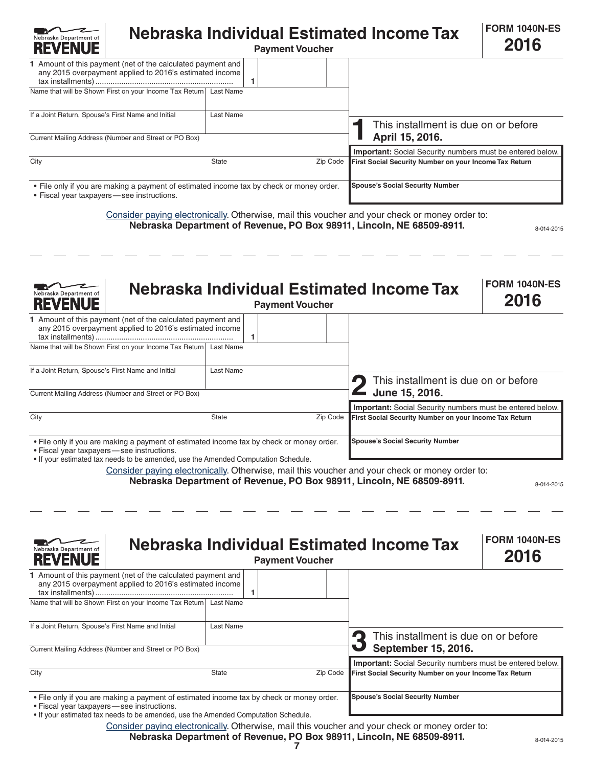# Nebraska Individual Estimated Income Tax

**Payment Voucher**

**FORM 1040N-ES**
**2016**

Nebraska Department of REVENUE

| | |
|---|---|
| **1** Amount of this payment (net of the calculated payment and any 2015 overpayment applied to 2016's estimated income tax installments) ............ **1** | |
| Name that will be Shown First on your Income Tax Return / Last Name | |
| If a Joint Return, Spouse's First Name and Initial / Last Name | **1** This installment is due on or before **April 15, 2016.** |
| Current Mailing Address (Number and Street or PO Box) | **Important:** Social Security numbers must be entered below. |
| City / State / Zip Code | **First Social Security Number on your Income Tax Return** |
| | **Spouse's Social Security Number** |

- File only if you are making a payment of estimated income tax by check or money order.
- Fiscal year taxpayers — see instructions.

Consider paying electronically. Otherwise, mail this voucher and your check or money order to:
**Nebraska Department of Revenue, PO Box 98911, Lincoln, NE 68509-8911.**

8-014-2015

---

# Nebraska Individual Estimated Income Tax

**Payment Voucher**

**FORM 1040N-ES**
**2016**

Nebraska Department of REVENUE

| | |
|---|---|
| **1** Amount of this payment (net of the calculated payment and any 2015 overpayment applied to 2016's estimated income tax installments) ............ **1** | |
| Name that will be Shown First on your Income Tax Return / Last Name | |
| If a Joint Return, Spouse's First Name and Initial / Last Name | **2** This installment is due on or before **June 15, 2016.** |
| Current Mailing Address (Number and Street or PO Box) | **Important:** Social Security numbers must be entered below. |
| City / State / Zip Code | **First Social Security Number on your Income Tax Return** |
| | **Spouse's Social Security Number** |

- File only if you are making a payment of estimated income tax by check or money order.
- Fiscal year taxpayers — see instructions.
- If your estimated tax needs to be amended, use the Amended Computation Schedule.

Consider paying electronically. Otherwise, mail this voucher and your check or money order to:
**Nebraska Department of Revenue, PO Box 98911, Lincoln, NE 68509-8911.**

8-014-2015

---

# Nebraska Individual Estimated Income Tax

**Payment Voucher**

**FORM 1040N-ES**
**2016**

Nebraska Department of REVENUE

| | |
|---|---|
| **1** Amount of this payment (net of the calculated payment and any 2015 overpayment applied to 2016's estimated income tax installments) ............ **1** | |
| Name that will be Shown First on your Income Tax Return / Last Name | |
| If a Joint Return, Spouse's First Name and Initial / Last Name | **3** This installment is due on or before **September 15, 2016.** |
| Current Mailing Address (Number and Street or PO Box) | **Important:** Social Security numbers must be entered below. |
| City / State / Zip Code | **First Social Security Number on your Income Tax Return** |
| | **Spouse's Social Security Number** |

- File only if you are making a payment of estimated income tax by check or money order.
- Fiscal year taxpayers — see instructions.
- If your estimated tax needs to be amended, use the Amended Computation Schedule.

Consider paying electronically. Otherwise, mail this voucher and your check or money order to:
**Nebraska Department of Revenue, PO Box 98911, Lincoln, NE 68509-8911.**

8-014-2015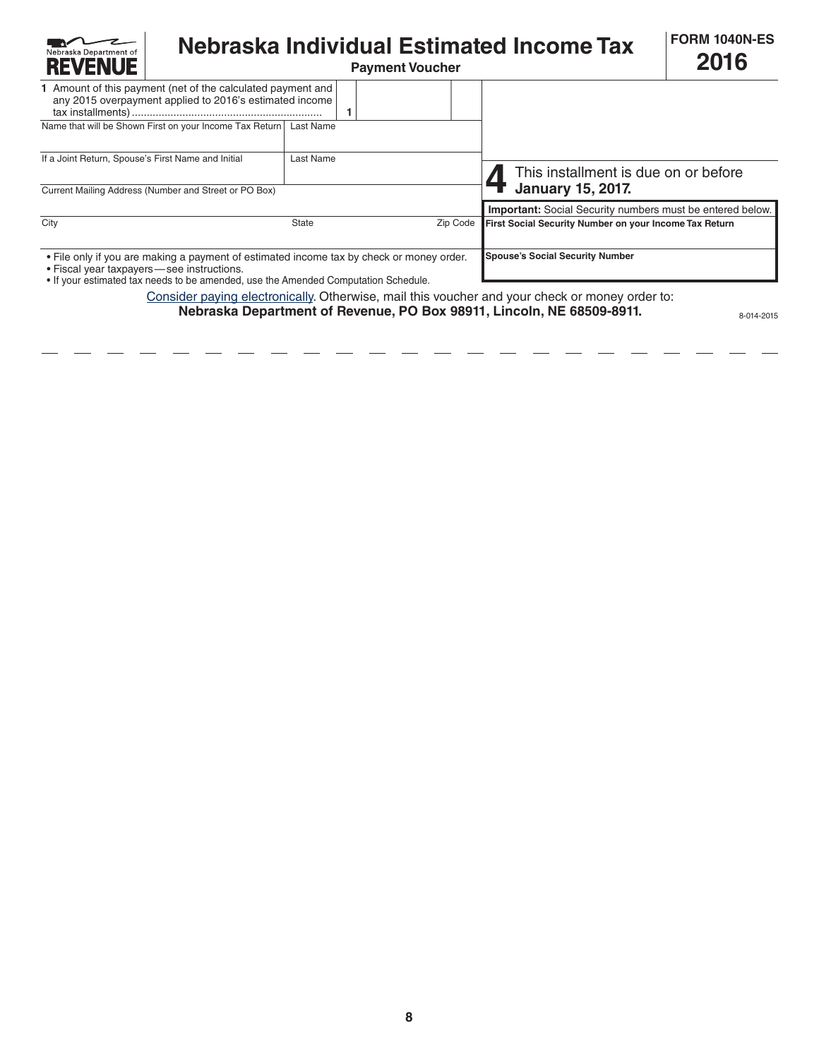Nebraska Department of **REVENUE**

# Nebraska Individual Estimated Income Tax

**Payment Voucher**

**FORM 1040N-ES**
**2016**

| | | |
|---|---|---|
| **1** Amount of this payment (net of the calculated payment and any 2015 overpayment applied to 2016's estimated income tax installments) | **1** | |
| Name that will be Shown First on your Income Tax Return | Last Name | |
| If a Joint Return, Spouse's First Name and Initial | Last Name | |
| Current Mailing Address (Number and Street or PO Box) | | |
| City | State | Zip Code |

**4** This installment is due on or before **January 15, 2017.**

**Important:** Social Security numbers must be entered below.

| |
|---|
| **First Social Security Number on your Income Tax Return** |
| **Spouse's Social Security Number** |

- File only if you are making a payment of estimated income tax by check or money order.
- Fiscal year taxpayers — see instructions.
- If your estimated tax needs to be amended, use the Amended Computation Schedule.

Consider paying electronically. Otherwise, mail this voucher and your check or money order to:
**Nebraska Department of Revenue, PO Box 98911, Lincoln, NE 68509-8911.**

8-014-2015